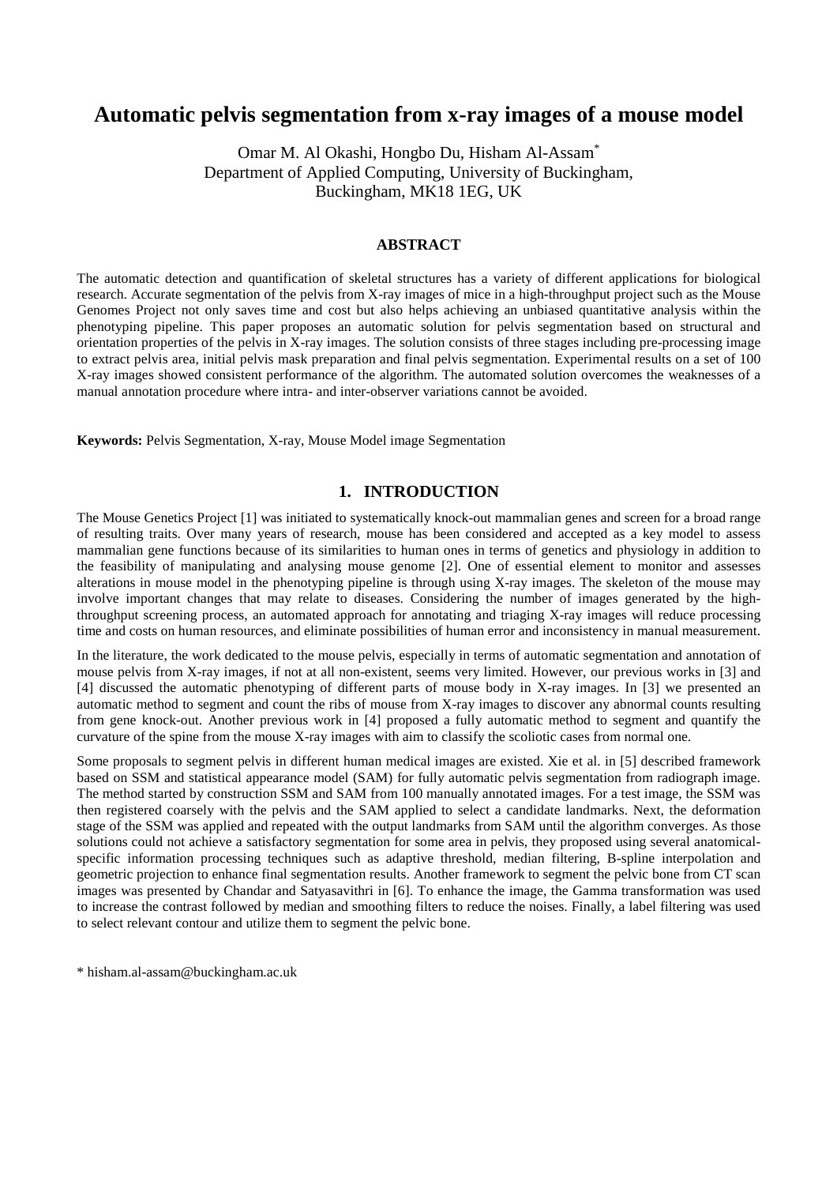# Automatic pelvis segmentation from x-ray images of a mouse model

Omar M. Al Okashi, Hongbo Du, Hisham Al-Assam*
Department of Applied Computing, University of Buckingham,
Buckingham, MK18 1EG, UK

## ABSTRACT

The automatic detection and quantification of skeletal structures has a variety of different applications for biological research. Accurate segmentation of the pelvis from X-ray images of mice in a high-throughput project such as the Mouse Genomes Project not only saves time and cost but also helps achieving an unbiased quantitative analysis within the phenotyping pipeline. This paper proposes an automatic solution for pelvis segmentation based on structural and orientation properties of the pelvis in X-ray images. The solution consists of three stages including pre-processing image to extract pelvis area, initial pelvis mask preparation and final pelvis segmentation. Experimental results on a set of 100 X-ray images showed consistent performance of the algorithm. The automated solution overcomes the weaknesses of a manual annotation procedure where intra- and inter-observer variations cannot be avoided.

**Keywords:** Pelvis Segmentation, X-ray, Mouse Model image Segmentation

## 1. INTRODUCTION

The Mouse Genetics Project [1] was initiated to systematically knock-out mammalian genes and screen for a broad range of resulting traits. Over many years of research, mouse has been considered and accepted as a key model to assess mammalian gene functions because of its similarities to human ones in terms of genetics and physiology in addition to the feasibility of manipulating and analysing mouse genome [2]. One of essential element to monitor and assesses alterations in mouse model in the phenotyping pipeline is through using X-ray images. The skeleton of the mouse may involve important changes that may relate to diseases. Considering the number of images generated by the high-throughput screening process, an automated approach for annotating and triaging X-ray images will reduce processing time and costs on human resources, and eliminate possibilities of human error and inconsistency in manual measurement.

In the literature, the work dedicated to the mouse pelvis, especially in terms of automatic segmentation and annotation of mouse pelvis from X-ray images, if not at all non-existent, seems very limited. However, our previous works in [3] and [4] discussed the automatic phenotyping of different parts of mouse body in X-ray images. In [3] we presented an automatic method to segment and count the ribs of mouse from X-ray images to discover any abnormal counts resulting from gene knock-out. Another previous work in [4] proposed a fully automatic method to segment and quantify the curvature of the spine from the mouse X-ray images with aim to classify the scoliotic cases from normal one.

Some proposals to segment pelvis in different human medical images are existed. Xie et al. in [5] described framework based on SSM and statistical appearance model (SAM) for fully automatic pelvis segmentation from radiograph image. The method started by construction SSM and SAM from 100 manually annotated images. For a test image, the SSM was then registered coarsely with the pelvis and the SAM applied to select a candidate landmarks. Next, the deformation stage of the SSM was applied and repeated with the output landmarks from SAM until the algorithm converges. As those solutions could not achieve a satisfactory segmentation for some area in pelvis, they proposed using several anatomical-specific information processing techniques such as adaptive threshold, median filtering, B-spline interpolation and geometric projection to enhance final segmentation results. Another framework to segment the pelvic bone from CT scan images was presented by Chandar and Satyasavithri in [6]. To enhance the image, the Gamma transformation was used to increase the contrast followed by median and smoothing filters to reduce the noises. Finally, a label filtering was used to select relevant contour and utilize them to segment the pelvic bone.

* hisham.al-assam@buckingham.ac.uk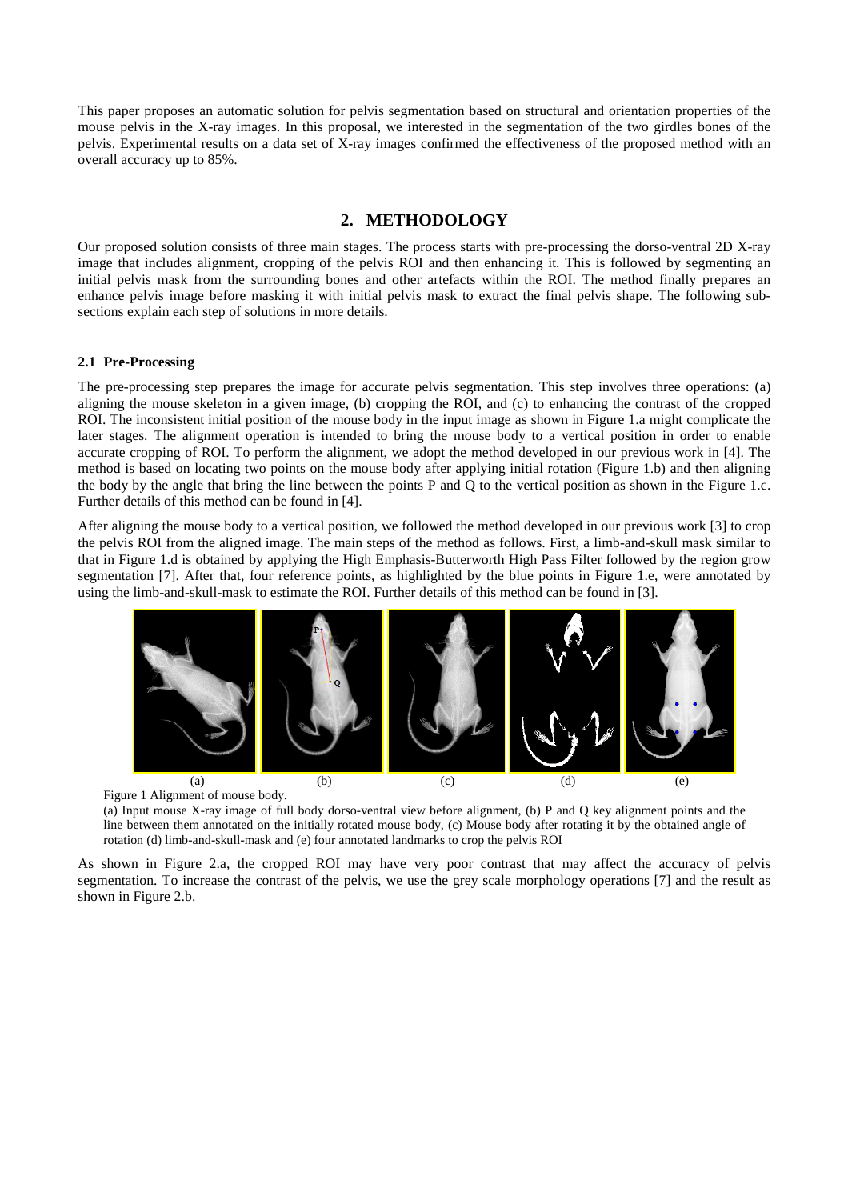This paper proposes an automatic solution for pelvis segmentation based on structural and orientation properties of the mouse pelvis in the X-ray images. In this proposal, we interested in the segmentation of the two girdles bones of the pelvis. Experimental results on a data set of X-ray images confirmed the effectiveness of the proposed method with an overall accuracy up to 85%.

## 2. METHODOLOGY

Our proposed solution consists of three main stages. The process starts with pre-processing the dorso-ventral 2D X-ray image that includes alignment, cropping of the pelvis ROI and then enhancing it. This is followed by segmenting an initial pelvis mask from the surrounding bones and other artefacts within the ROI. The method finally prepares an enhance pelvis image before masking it with initial pelvis mask to extract the final pelvis shape. The following sub-sections explain each step of solutions in more details.

### 2.1 Pre-Processing

The pre-processing step prepares the image for accurate pelvis segmentation. This step involves three operations: (a) aligning the mouse skeleton in a given image, (b) cropping the ROI, and (c) to enhancing the contrast of the cropped ROI. The inconsistent initial position of the mouse body in the input image as shown in Figure 1.a might complicate the later stages. The alignment operation is intended to bring the mouse body to a vertical position in order to enable accurate cropping of ROI. To perform the alignment, we adopt the method developed in our previous work in [4]. The method is based on locating two points on the mouse body after applying initial rotation (Figure 1.b) and then aligning the body by the angle that bring the line between the points P and Q to the vertical position as shown in the Figure 1.c. Further details of this method can be found in [4].

After aligning the mouse body to a vertical position, we followed the method developed in our previous work [3] to crop the pelvis ROI from the aligned image. The main steps of the method as follows. First, a limb-and-skull mask similar to that in Figure 1.d is obtained by applying the High Emphasis-Butterworth High Pass Filter followed by the region grow segmentation [7]. After that, four reference points, as highlighted by the blue points in Figure 1.e, were annotated by using the limb-and-skull-mask to estimate the ROI. Further details of this method can be found in [3].

(a) (b) (c) (d) (e)

Figure 1 Alignment of mouse body.

(a) Input mouse X-ray image of full body dorso-ventral view before alignment, (b) P and Q key alignment points and the line between them annotated on the initially rotated mouse body, (c) Mouse body after rotating it by the obtained angle of rotation (d) limb-and-skull-mask and (e) four annotated landmarks to crop the pelvis ROI

As shown in Figure 2.a, the cropped ROI may have very poor contrast that may affect the accuracy of pelvis segmentation. To increase the contrast of the pelvis, we use the grey scale morphology operations [7] and the result as shown in Figure 2.b.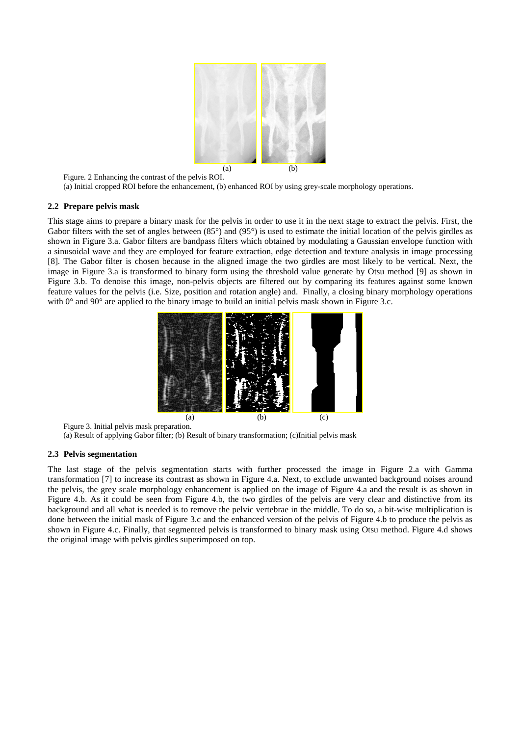(a) (b)

Figure. 2 Enhancing the contrast of the pelvis ROI.

(a) Initial cropped ROI before the enhancement, (b) enhanced ROI by using grey-scale morphology operations.

### 2.2 Prepare pelvis mask

This stage aims to prepare a binary mask for the pelvis in order to use it in the next stage to extract the pelvis. First, the Gabor filters with the set of angles between (85°) and (95°) is used to estimate the initial location of the pelvis girdles as shown in Figure 3.a. Gabor filters are bandpass filters which obtained by modulating a Gaussian envelope function with a sinusoidal wave and they are employed for feature extraction, edge detection and texture analysis in image processing [8]. The Gabor filter is chosen because in the aligned image the two girdles are most likely to be vertical. Next, the image in Figure 3.a is transformed to binary form using the threshold value generate by Otsu method [9] as shown in Figure 3.b. To denoise this image, non-pelvis objects are filtered out by comparing its features against some known feature values for the pelvis (i.e. Size, position and rotation angle) and. Finally, a closing binary morphology operations with 0° and 90° are applied to the binary image to build an initial pelvis mask shown in Figure 3.c.

(a) (b) (c)

Figure 3. Initial pelvis mask preparation.

(a) Result of applying Gabor filter; (b) Result of binary transformation; (c)Initial pelvis mask

### 2.3 Pelvis segmentation

The last stage of the pelvis segmentation starts with further processed the image in Figure 2.a with Gamma transformation [7] to increase its contrast as shown in Figure 4.a. Next, to exclude unwanted background noises around the pelvis, the grey scale morphology enhancement is applied on the image of Figure 4.a and the result is as shown in Figure 4.b. As it could be seen from Figure 4.b, the two girdles of the pelvis are very clear and distinctive from its background and all what is needed is to remove the pelvic vertebrae in the middle. To do so, a bit-wise multiplication is done between the initial mask of Figure 3.c and the enhanced version of the pelvis of Figure 4.b to produce the pelvis as shown in Figure 4.c. Finally, that segmented pelvis is transformed to binary mask using Otsu method. Figure 4.d shows the original image with pelvis girdles superimposed on top.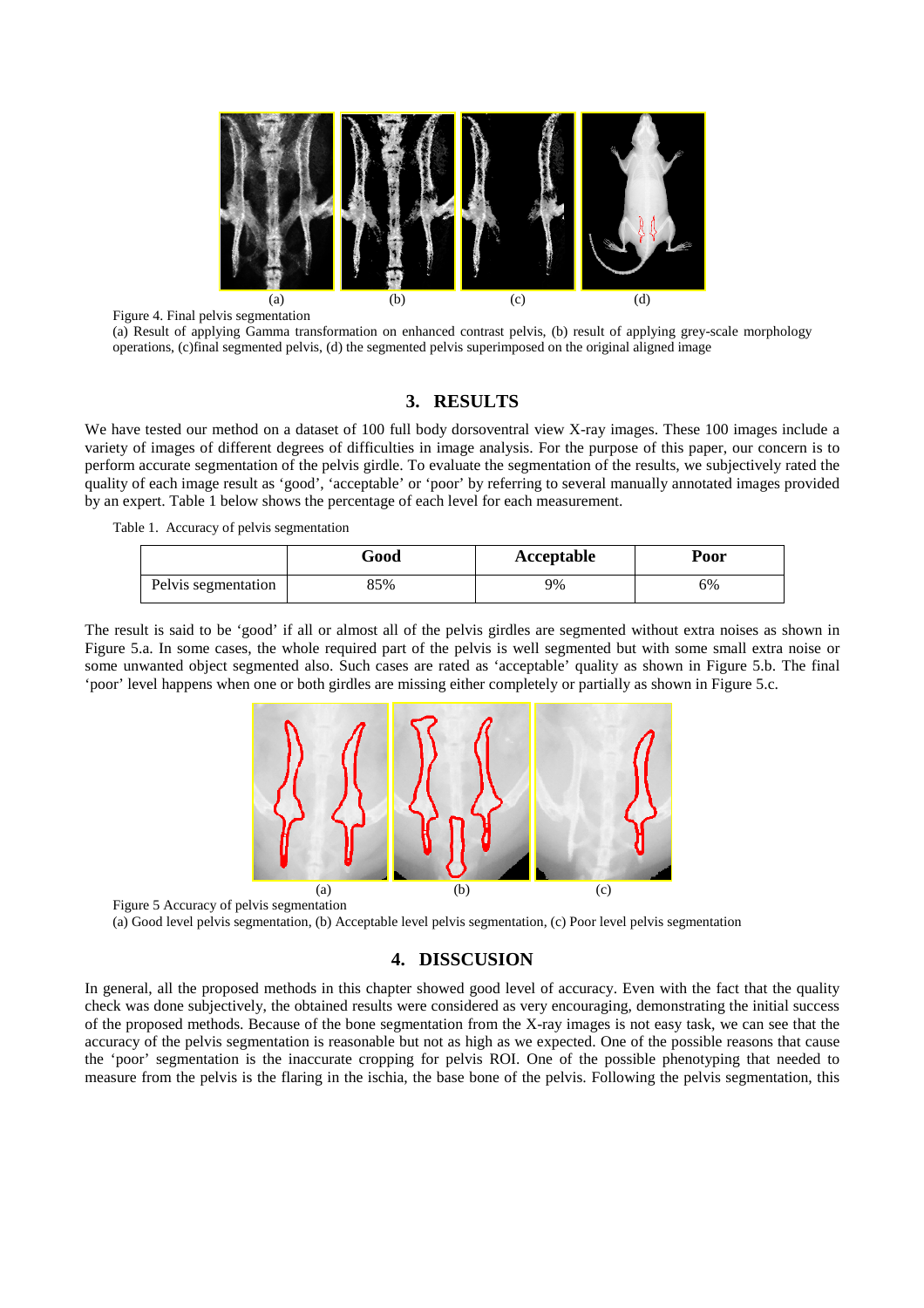Figure 4. Final pelvis segmentation

(a) Result of applying Gamma transformation on enhanced contrast pelvis, (b) result of applying grey-scale morphology operations, (c)final segmented pelvis, (d) the segmented pelvis superimposed on the original aligned image

## 3. RESULTS

We have tested our method on a dataset of 100 full body dorsoventral view X-ray images. These 100 images include a variety of images of different degrees of difficulties in image analysis. For the purpose of this paper, our concern is to perform accurate segmentation of the pelvis girdle. To evaluate the segmentation of the results, we subjectively rated the quality of each image result as 'good', 'acceptable' or 'poor' by referring to several manually annotated images provided by an expert. Table 1 below shows the percentage of each level for each measurement.

Table 1. Accuracy of pelvis segmentation

| | Good | Acceptable | Poor |
|---|---|---|---|
| Pelvis segmentation | 85% | 9% | 6% |

The result is said to be 'good' if all or almost all of the pelvis girdles are segmented without extra noises as shown in Figure 5.a. In some cases, the whole required part of the pelvis is well segmented but with some small extra noise or some unwanted object segmented also. Such cases are rated as 'acceptable' quality as shown in Figure 5.b. The final 'poor' level happens when one or both girdles are missing either completely or partially as shown in Figure 5.c.

Figure 5 Accuracy of pelvis segmentation

(a) Good level pelvis segmentation, (b) Acceptable level pelvis segmentation, (c) Poor level pelvis segmentation

## 4. DISSCUSION

In general, all the proposed methods in this chapter showed good level of accuracy. Even with the fact that the quality check was done subjectively, the obtained results were considered as very encouraging, demonstrating the initial success of the proposed methods. Because of the bone segmentation from the X-ray images is not easy task, we can see that the accuracy of the pelvis segmentation is reasonable but not as high as we expected. One of the possible reasons that cause the 'poor' segmentation is the inaccurate cropping for pelvis ROI. One of the possible phenotyping that needed to measure from the pelvis is the flaring in the ischia, the base bone of the pelvis. Following the pelvis segmentation, this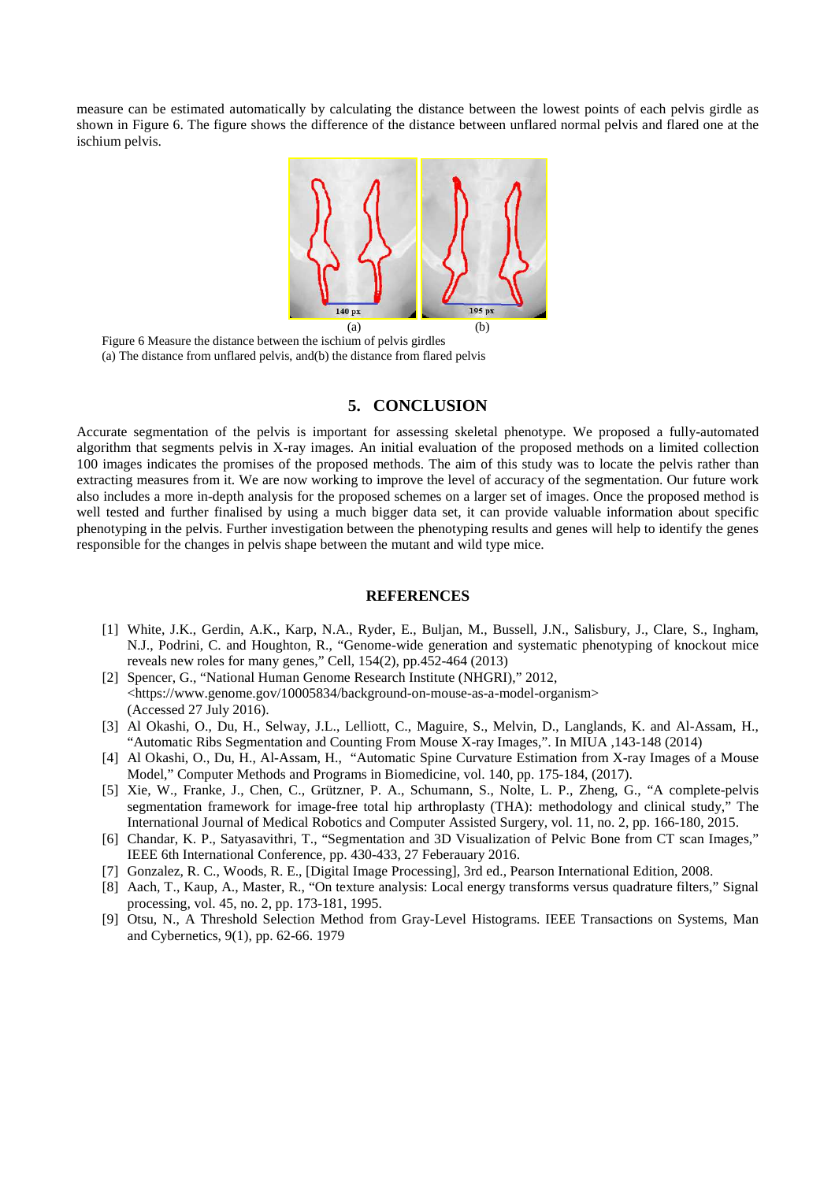measure can be estimated automatically by calculating the distance between the lowest points of each pelvis girdle as shown in Figure 6. The figure shows the difference of the distance between unflared normal pelvis and flared one at the ischium pelvis.

140 px

195 px

(a)

(b)

Figure 6 Measure the distance between the ischium of pelvis girdles
(a) The distance from unflared pelvis, and(b) the distance from flared pelvis

## 5. CONCLUSION

Accurate segmentation of the pelvis is important for assessing skeletal phenotype. We proposed a fully-automated algorithm that segments pelvis in X-ray images. An initial evaluation of the proposed methods on a limited collection 100 images indicates the promises of the proposed methods. The aim of this study was to locate the pelvis rather than extracting measures from it. We are now working to improve the level of accuracy of the segmentation. Our future work also includes a more in-depth analysis for the proposed schemes on a larger set of images. Once the proposed method is well tested and further finalised by using a much bigger data set, it can provide valuable information about specific phenotyping in the pelvis. Further investigation between the phenotyping results and genes will help to identify the genes responsible for the changes in pelvis shape between the mutant and wild type mice.

## REFERENCES

[1] White, J.K., Gerdin, A.K., Karp, N.A., Ryder, E., Buljan, M., Bussell, J.N., Salisbury, J., Clare, S., Ingham, N.J., Podrini, C. and Houghton, R., "Genome-wide generation and systematic phenotyping of knockout mice reveals new roles for many genes," Cell, 154(2), pp.452-464 (2013)

[2] Spencer, G., "National Human Genome Research Institute (NHGRI)," 2012, <https://www.genome.gov/10005834/background-on-mouse-as-a-model-organism> (Accessed 27 July 2016).

[3] Al Okashi, O., Du, H., Selway, J.L., Lelliott, C., Maguire, S., Melvin, D., Langlands, K. and Al-Assam, H., "Automatic Ribs Segmentation and Counting From Mouse X-ray Images,". In MIUA ,143-148 (2014)

[4] Al Okashi, O., Du, H., Al-Assam, H., "Automatic Spine Curvature Estimation from X-ray Images of a Mouse Model," Computer Methods and Programs in Biomedicine, vol. 140, pp. 175-184, (2017).

[5] Xie, W., Franke, J., Chen, C., Grützner, P. A., Schumann, S., Nolte, L. P., Zheng, G., "A complete-pelvis segmentation framework for image-free total hip arthroplasty (THA): methodology and clinical study," The International Journal of Medical Robotics and Computer Assisted Surgery, vol. 11, no. 2, pp. 166-180, 2015.

[6] Chandar, K. P., Satyasavithri, T., "Segmentation and 3D Visualization of Pelvic Bone from CT scan Images," IEEE 6th International Conference, pp. 430-433, 27 Feberauary 2016.

[7] Gonzalez, R. C., Woods, R. E., [Digital Image Processing], 3rd ed., Pearson International Edition, 2008.

[8] Aach, T., Kaup, A., Master, R., "On texture analysis: Local energy transforms versus quadrature filters," Signal processing, vol. 45, no. 2, pp. 173-181, 1995.

[9] Otsu, N., A Threshold Selection Method from Gray-Level Histograms. IEEE Transactions on Systems, Man and Cybernetics, 9(1), pp. 62-66. 1979